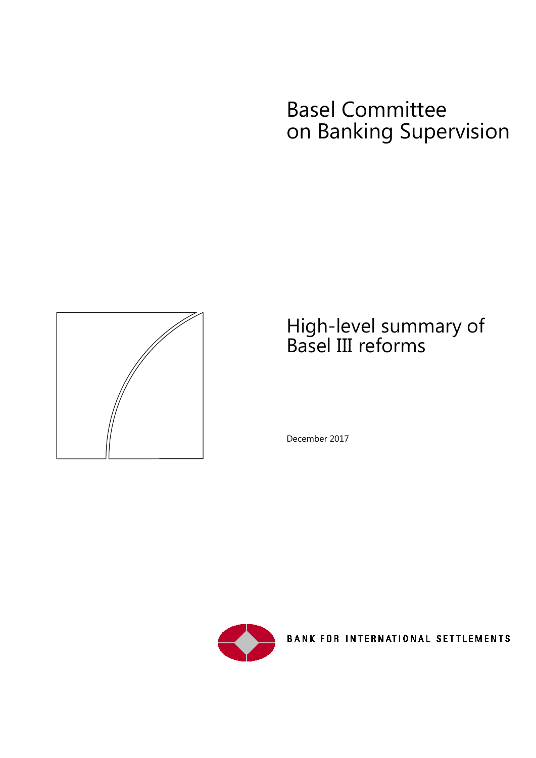# Basel Committee on Banking Supervision

## High-level summary of Basel III reforms

December 2017

BANK FOR INTERNATIONAL SETTLEMENTS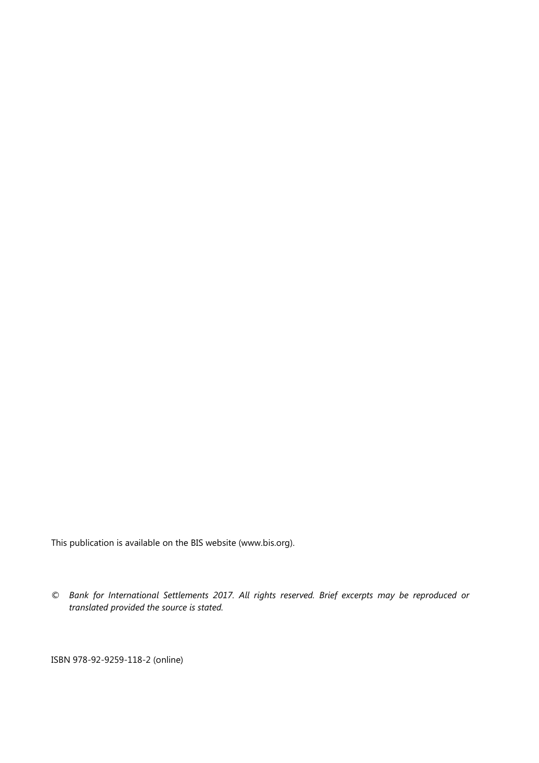This publication is available on the BIS website (www.bis.org).

© *Bank for International Settlements 2017. All rights reserved. Brief excerpts may be reproduced or translated provided the source is stated.*

ISBN 978-92-9259-118-2 (online)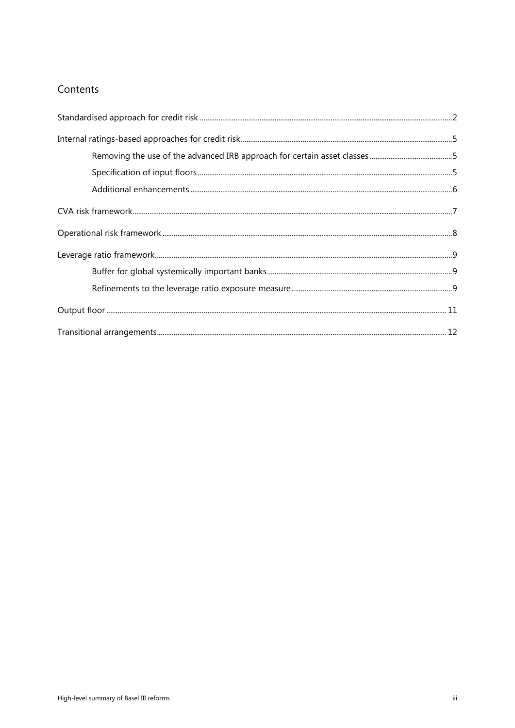## Contents

Standardised approach for credit risk ....... 2

Internal ratings-based approaches for credit risk ....... 5

- Removing the use of the advanced IRB approach for certain asset classes ....... 5
- Specification of input floors ....... 5
- Additional enhancements ....... 6

CVA risk framework ....... 7

Operational risk framework ....... 8

Leverage ratio framework ....... 9

- Buffer for global systemically important banks ....... 9
- Refinements to the leverage ratio exposure measure ....... 9

Output floor ....... 11

Transitional arrangements ....... 12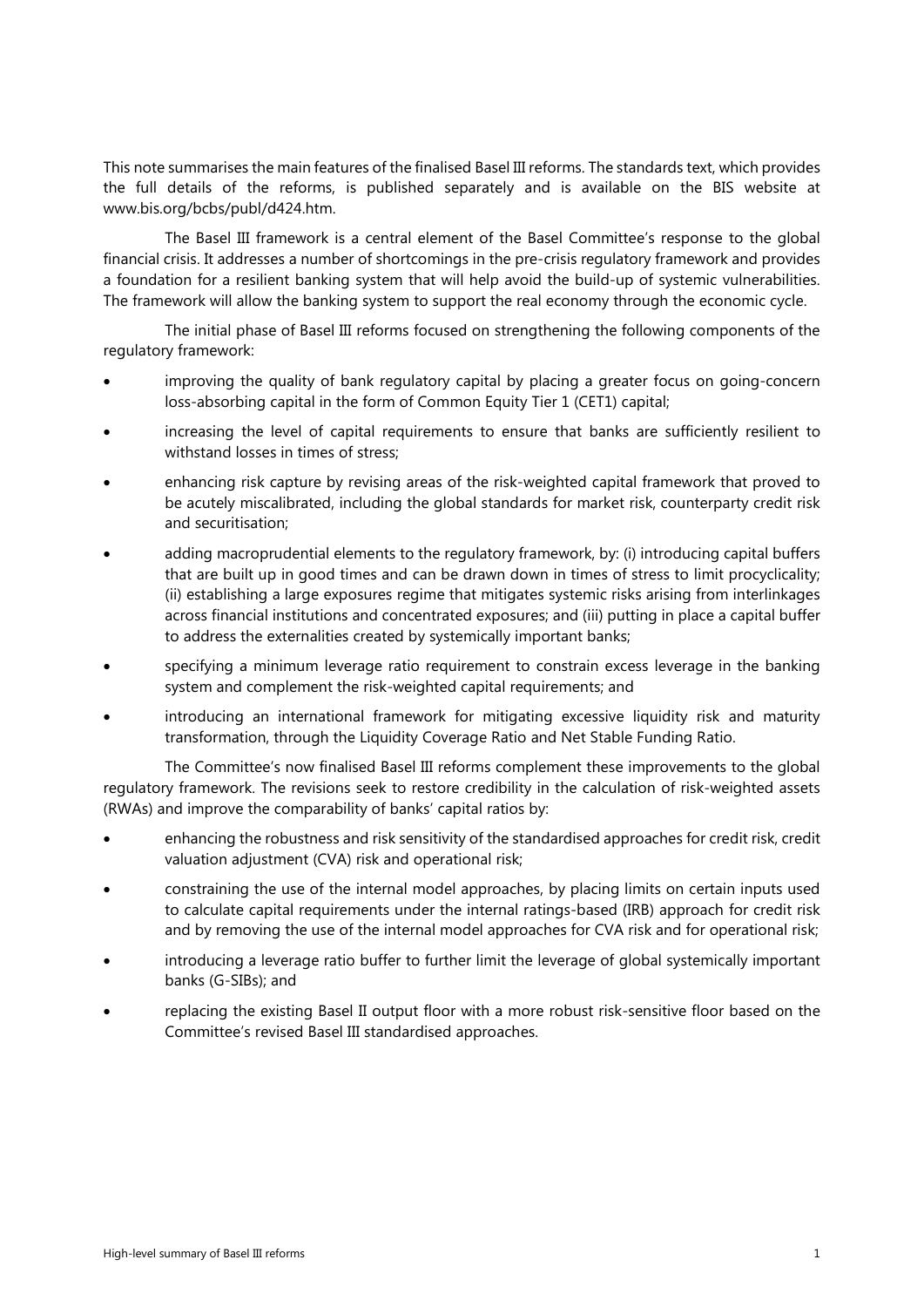This note summarises the main features of the finalised Basel III reforms. The standards text, which provides the full details of the reforms, is published separately and is available on the BIS website at www.bis.org/bcbs/publ/d424.htm.

The Basel III framework is a central element of the Basel Committee's response to the global financial crisis. It addresses a number of shortcomings in the pre-crisis regulatory framework and provides a foundation for a resilient banking system that will help avoid the build-up of systemic vulnerabilities. The framework will allow the banking system to support the real economy through the economic cycle.

The initial phase of Basel III reforms focused on strengthening the following components of the regulatory framework:

- improving the quality of bank regulatory capital by placing a greater focus on going-concern loss-absorbing capital in the form of Common Equity Tier 1 (CET1) capital;
- increasing the level of capital requirements to ensure that banks are sufficiently resilient to withstand losses in times of stress;
- enhancing risk capture by revising areas of the risk-weighted capital framework that proved to be acutely miscalibrated, including the global standards for market risk, counterparty credit risk and securitisation;
- adding macroprudential elements to the regulatory framework, by: (i) introducing capital buffers that are built up in good times and can be drawn down in times of stress to limit procyclicality; (ii) establishing a large exposures regime that mitigates systemic risks arising from interlinkages across financial institutions and concentrated exposures; and (iii) putting in place a capital buffer to address the externalities created by systemically important banks;
- specifying a minimum leverage ratio requirement to constrain excess leverage in the banking system and complement the risk-weighted capital requirements; and
- introducing an international framework for mitigating excessive liquidity risk and maturity transformation, through the Liquidity Coverage Ratio and Net Stable Funding Ratio.

The Committee's now finalised Basel III reforms complement these improvements to the global regulatory framework. The revisions seek to restore credibility in the calculation of risk-weighted assets (RWAs) and improve the comparability of banks' capital ratios by:

- enhancing the robustness and risk sensitivity of the standardised approaches for credit risk, credit valuation adjustment (CVA) risk and operational risk;
- constraining the use of the internal model approaches, by placing limits on certain inputs used to calculate capital requirements under the internal ratings-based (IRB) approach for credit risk and by removing the use of the internal model approaches for CVA risk and for operational risk;
- introducing a leverage ratio buffer to further limit the leverage of global systemically important banks (G-SIBs); and
- replacing the existing Basel II output floor with a more robust risk-sensitive floor based on the Committee's revised Basel III standardised approaches.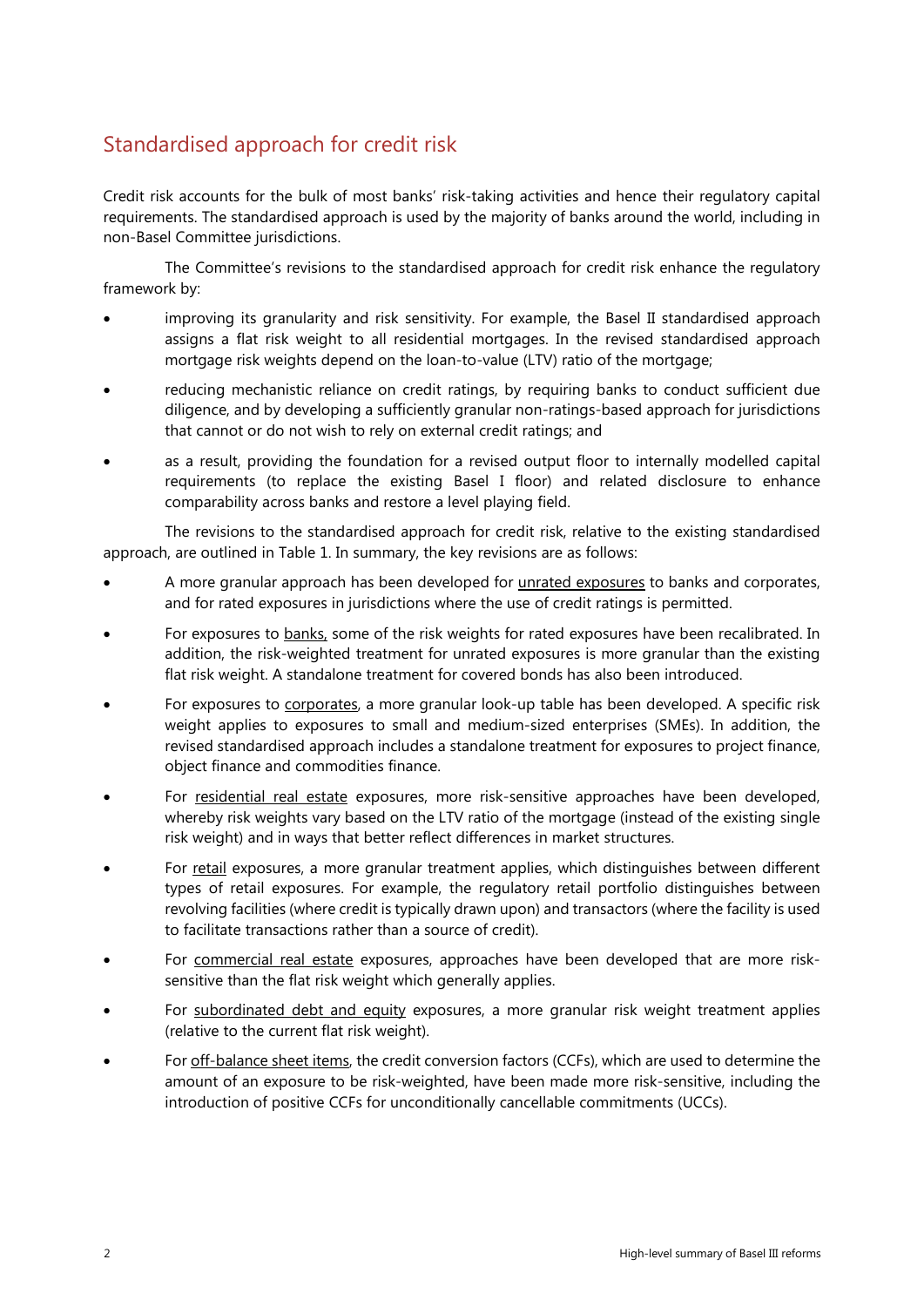## Standardised approach for credit risk

Credit risk accounts for the bulk of most banks' risk-taking activities and hence their regulatory capital requirements. The standardised approach is used by the majority of banks around the world, including in non-Basel Committee jurisdictions.

The Committee's revisions to the standardised approach for credit risk enhance the regulatory framework by:

- improving its granularity and risk sensitivity. For example, the Basel II standardised approach assigns a flat risk weight to all residential mortgages. In the revised standardised approach mortgage risk weights depend on the loan-to-value (LTV) ratio of the mortgage;
- reducing mechanistic reliance on credit ratings, by requiring banks to conduct sufficient due diligence, and by developing a sufficiently granular non-ratings-based approach for jurisdictions that cannot or do not wish to rely on external credit ratings; and
- as a result, providing the foundation for a revised output floor to internally modelled capital requirements (to replace the existing Basel I floor) and related disclosure to enhance comparability across banks and restore a level playing field.

The revisions to the standardised approach for credit risk, relative to the existing standardised approach, are outlined in Table 1. In summary, the key revisions are as follows:

- A more granular approach has been developed for unrated exposures to banks and corporates, and for rated exposures in jurisdictions where the use of credit ratings is permitted.
- For exposures to banks, some of the risk weights for rated exposures have been recalibrated. In addition, the risk-weighted treatment for unrated exposures is more granular than the existing flat risk weight. A standalone treatment for covered bonds has also been introduced.
- For exposures to corporates, a more granular look-up table has been developed. A specific risk weight applies to exposures to small and medium-sized enterprises (SMEs). In addition, the revised standardised approach includes a standalone treatment for exposures to project finance, object finance and commodities finance.
- For residential real estate exposures, more risk-sensitive approaches have been developed, whereby risk weights vary based on the LTV ratio of the mortgage (instead of the existing single risk weight) and in ways that better reflect differences in market structures.
- For retail exposures, a more granular treatment applies, which distinguishes between different types of retail exposures. For example, the regulatory retail portfolio distinguishes between revolving facilities (where credit is typically drawn upon) and transactors (where the facility is used to facilitate transactions rather than a source of credit).
- For commercial real estate exposures, approaches have been developed that are more risk-sensitive than the flat risk weight which generally applies.
- For subordinated debt and equity exposures, a more granular risk weight treatment applies (relative to the current flat risk weight).
- For off-balance sheet items, the credit conversion factors (CCFs), which are used to determine the amount of an exposure to be risk-weighted, have been made more risk-sensitive, including the introduction of positive CCFs for unconditionally cancellable commitments (UCCs).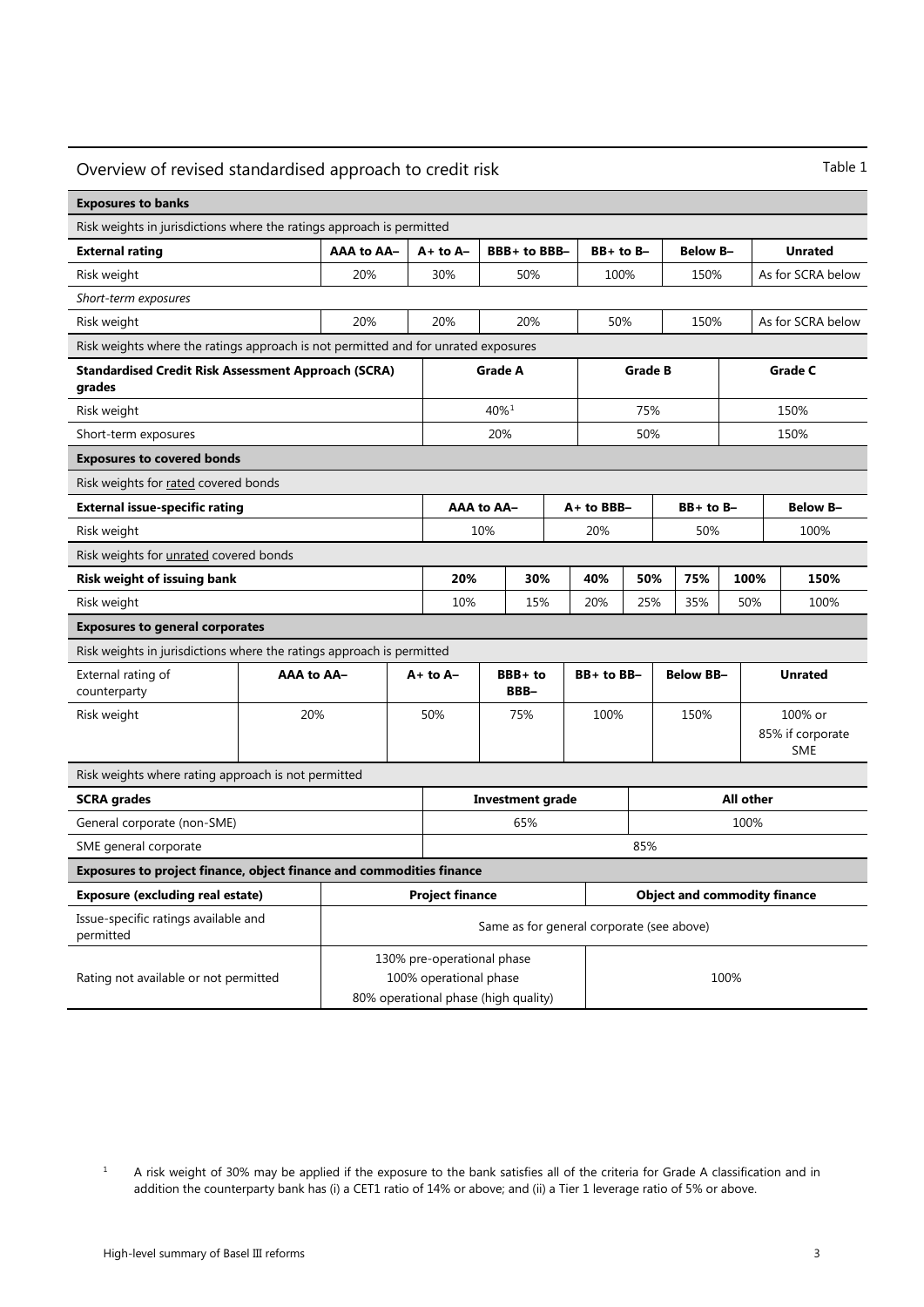## Overview of revised standardised approach to credit risk

Table 1

**Exposures to banks**

Risk weights in jurisdictions where the ratings approach is permitted

| External rating | AAA to AA– | A+ to A– | BBB+ to BBB– | BB+ to B– | Below B– | Unrated |
|---|---|---|---|---|---|---|
| Risk weight | 20% | 30% | 50% | 100% | 150% | As for SCRA below |
| *Short-term exposures* | | | | | | |
| Risk weight | 20% | 20% | 20% | 50% | 150% | As for SCRA below |

Risk weights where the ratings approach is not permitted and for unrated exposures

| Standardised Credit Risk Assessment Approach (SCRA) grades | Grade A | Grade B | Grade C |
|---|---|---|---|
| Risk weight | 40%[1] | 75% | 150% |
| Short-term exposures | 20% | 50% | 150% |

**Exposures to covered bonds**

Risk weights for rated covered bonds

| External issue-specific rating | AAA to AA– | A+ to BBB– | BB+ to B– | Below B– |
|---|---|---|---|---|
| Risk weight | 10% | 20% | 50% | 100% |

Risk weights for unrated covered bonds

| Risk weight of issuing bank | 20% | 30% | 40% | 50% | 75% | 100% | 150% |
|---|---|---|---|---|---|---|---|
| Risk weight | 10% | 15% | 20% | 25% | 35% | 50% | 100% |

**Exposures to general corporates**

Risk weights in jurisdictions where the ratings approach is permitted

| External rating of counterparty | AAA to AA– | A+ to A– | BBB+ to BBB– | BB+ to BB– | Below BB– | Unrated |
|---|---|---|---|---|---|---|
| Risk weight | 20% | 50% | 75% | 100% | 150% | 100% or 85% if corporate SME |

Risk weights where rating approach is not permitted

| SCRA grades | Investment grade | All other |
|---|---|---|
| General corporate (non-SME) | 65% | 100% |
| SME general corporate | 85% | |

**Exposures to project finance, object finance and commodities finance**

| Exposure (excluding real estate) | Project finance | Object and commodity finance |
|---|---|---|
| Issue-specific ratings available and permitted | Same as for general corporate (see above) | |
| Rating not available or not permitted | 130% pre-operational phase<br>100% operational phase<br>80% operational phase (high quality) | 100% |

[1] A risk weight of 30% may be applied if the exposure to the bank satisfies all of the criteria for Grade A classification and in addition the counterparty bank has (i) a CET1 ratio of 14% or above; and (ii) a Tier 1 leverage ratio of 5% or above.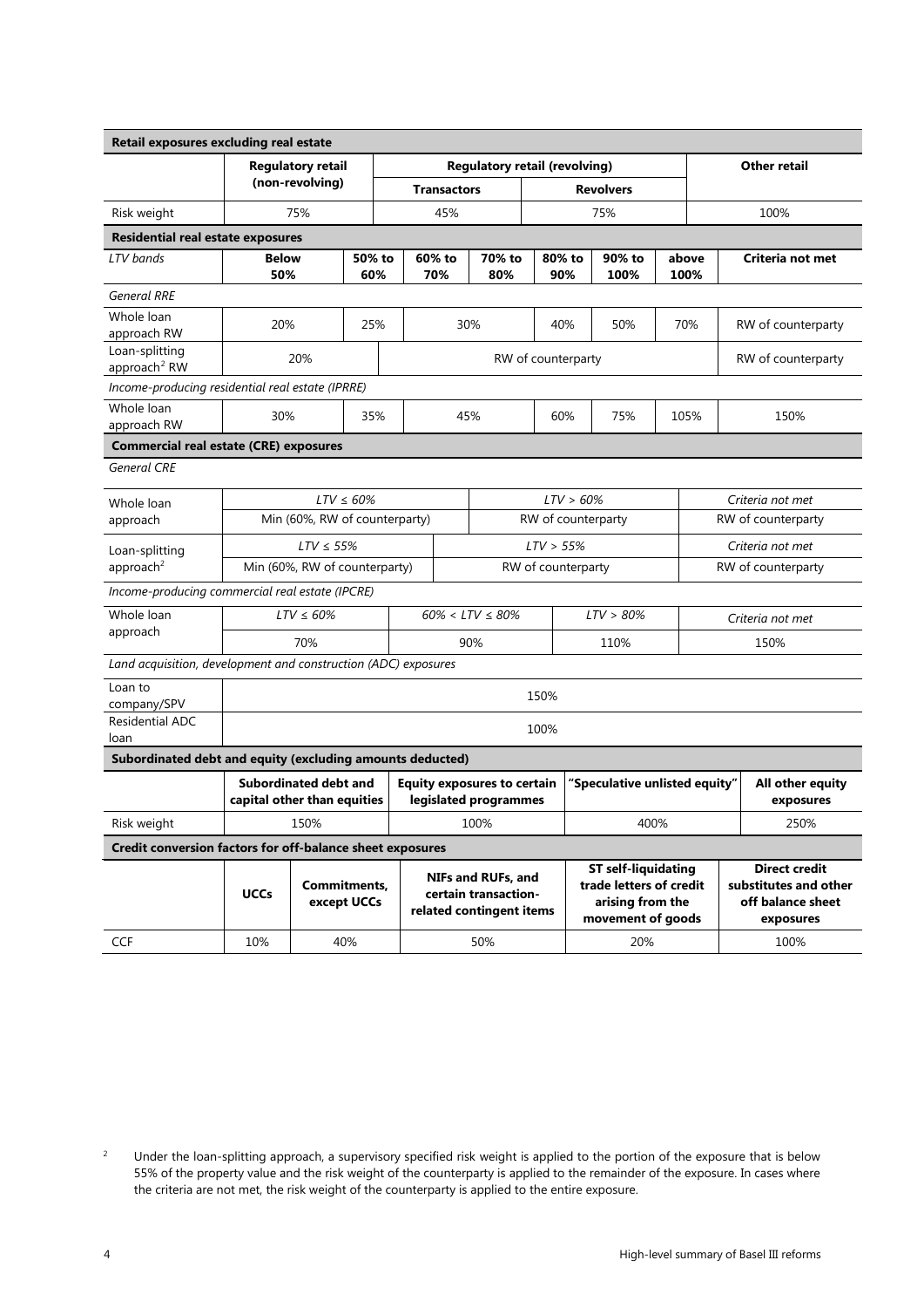**Retail exposures excluding real estate**

| | Regulatory retail (non-revolving) | Regulatory retail (revolving) – Transactors | Regulatory retail (revolving) – Revolvers | Other retail |
|---|---|---|---|---|
| Risk weight | 75% | 45% | 75% | 100% |

**Residential real estate exposures**

| *LTV bands* | Below 50% | 50% to 60% | 60% to 70% | 70% to 80% | 80% to 90% | 90% to 100% | above 100% | Criteria not met |
|---|---|---|---|---|---|---|---|---|
| *General RRE* | | | | | | | | |
| Whole loan approach RW | 20% | 25% | 30% | 30% | 40% | 50% | 70% | RW of counterparty |
| Loan-splitting approach[2] RW | 20% | 20% | RW of counterparty | RW of counterparty | RW of counterparty | RW of counterparty | RW of counterparty | RW of counterparty |
| *Income-producing residential real estate (IPRRE)* | | | | | | | | |
| Whole loan approach RW | 30% | 35% | 45% | 45% | 60% | 75% | 105% | 150% |

**Commercial real estate (CRE) exposures**

*General CRE*

| | | | |
|---|---|---|---|
| Whole loan approach | *LTV ≤ 60%*: Min (60%, RW of counterparty) | *LTV > 60%*: RW of counterparty | *Criteria not met*: RW of counterparty |
| Loan-splitting approach[2] | *LTV ≤ 55%*: Min (60%, RW of counterparty) | *LTV > 55%*: RW of counterparty | *Criteria not met*: RW of counterparty |

*Income-producing commercial real estate (IPCRE)*

| | *LTV ≤ 60%* | *60% < LTV ≤ 80%* | *LTV > 80%* | *Criteria not met* |
|---|---|---|---|---|
| Whole loan approach | 70% | 90% | 110% | 150% |

*Land acquisition, development and construction (ADC) exposures*

| | |
|---|---|
| Loan to company/SPV | 150% |
| Residential ADC loan | 100% |

**Subordinated debt and equity (excluding amounts deducted)**

| | Subordinated debt and capital other than equities | Equity exposures to certain legislated programmes | "Speculative unlisted equity" | All other equity exposures |
|---|---|---|---|---|
| Risk weight | 150% | 100% | 400% | 250% |

**Credit conversion factors for off-balance sheet exposures**

| | UCCs | Commitments, except UCCs | NIFs and RUFs, and certain transaction-related contingent items | ST self-liquidating trade letters of credit arising from the movement of goods | Direct credit substitutes and other off balance sheet exposures |
|---|---|---|---|---|---|
| CCF | 10% | 40% | 50% | 20% | 100% |

[2] Under the loan-splitting approach, a supervisory specified risk weight is applied to the portion of the exposure that is below 55% of the property value and the risk weight of the counterparty is applied to the remainder of the exposure. In cases where the criteria are not met, the risk weight of the counterparty is applied to the entire exposure.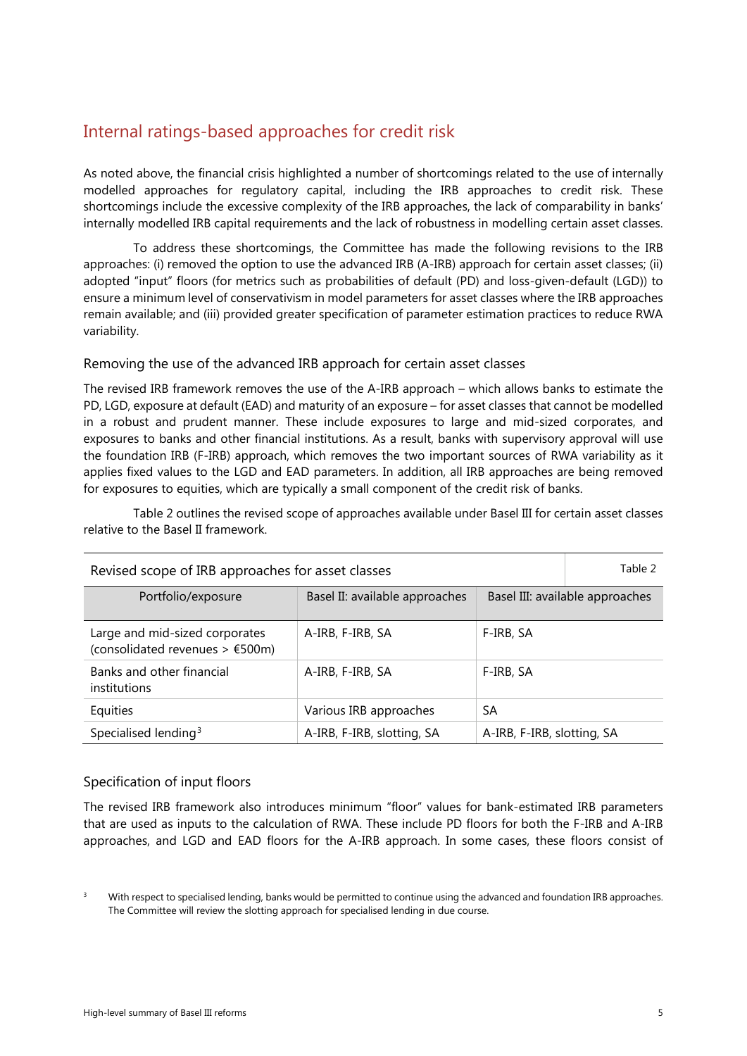## Internal ratings-based approaches for credit risk

As noted above, the financial crisis highlighted a number of shortcomings related to the use of internally modelled approaches for regulatory capital, including the IRB approaches to credit risk. These shortcomings include the excessive complexity of the IRB approaches, the lack of comparability in banks' internally modelled IRB capital requirements and the lack of robustness in modelling certain asset classes.

To address these shortcomings, the Committee has made the following revisions to the IRB approaches: (i) removed the option to use the advanced IRB (A-IRB) approach for certain asset classes; (ii) adopted "input" floors (for metrics such as probabilities of default (PD) and loss-given-default (LGD)) to ensure a minimum level of conservatism in model parameters for asset classes where the IRB approaches remain available; and (iii) provided greater specification of parameter estimation practices to reduce RWA variability.

### Removing the use of the advanced IRB approach for certain asset classes

The revised IRB framework removes the use of the A-IRB approach – which allows banks to estimate the PD, LGD, exposure at default (EAD) and maturity of an exposure – for asset classes that cannot be modelled in a robust and prudent manner. These include exposures to large and mid-sized corporates, and exposures to banks and other financial institutions. As a result, banks with supervisory approval will use the foundation IRB (F-IRB) approach, which removes the two important sources of RWA variability as it applies fixed values to the LGD and EAD parameters. In addition, all IRB approaches are being removed for exposures to equities, which are typically a small component of the credit risk of banks.

Table 2 outlines the revised scope of approaches available under Basel III for certain asset classes relative to the Basel II framework.

Revised scope of IRB approaches for asset classes — Table 2

| Portfolio/exposure | Basel II: available approaches | Basel III: available approaches |
|---|---|---|
| Large and mid-sized corporates (consolidated revenues > €500m) | A-IRB, F-IRB, SA | F-IRB, SA |
| Banks and other financial institutions | A-IRB, F-IRB, SA | F-IRB, SA |
| Equities | Various IRB approaches | SA |
| Specialised lending[3] | A-IRB, F-IRB, slotting, SA | A-IRB, F-IRB, slotting, SA |

### Specification of input floors

The revised IRB framework also introduces minimum "floor" values for bank-estimated IRB parameters that are used as inputs to the calculation of RWA. These include PD floors for both the F-IRB and A-IRB approaches, and LGD and EAD floors for the A-IRB approach. In some cases, these floors consist of

[3] With respect to specialised lending, banks would be permitted to continue using the advanced and foundation IRB approaches. The Committee will review the slotting approach for specialised lending in due course.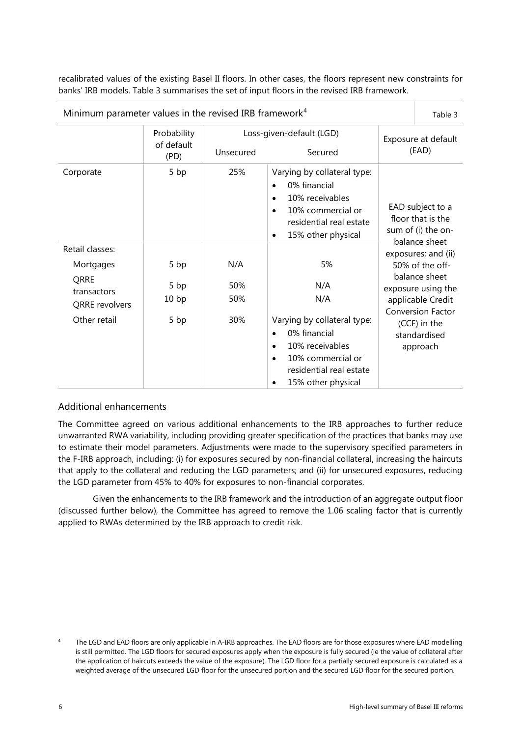recalibrated values of the existing Basel II floors. In other cases, the floors represent new constraints for banks' IRB models. Table 3 summarises the set of input floors in the revised IRB framework.

Minimum parameter values in the revised IRB framework[4] — Table 3

| | Probability of default (PD) | Loss-given-default (LGD) | | Exposure at default (EAD) |
|---|---|---|---|---|
| | | Unsecured | Secured | |
| Corporate | 5 bp | 25% | Varying by collateral type: <br>• 0% financial <br>• 10% receivables <br>• 10% commercial or residential real estate <br>• 15% other physical | EAD subject to a floor that is the sum of (i) the on-balance sheet exposures; and (ii) 50% of the off-balance sheet exposure using the applicable Credit Conversion Factor (CCF) in the standardised approach |
| Retail classes: | | | | |
| Mortgages | 5 bp | N/A | 5% | |
| QRRE transactors | 5 bp | 50% | N/A | |
| QRRE revolvers | 10 bp | 50% | N/A | |
| Other retail | 5 bp | 30% | Varying by collateral type: <br>• 0% financial <br>• 10% receivables <br>• 10% commercial or residential real estate <br>• 15% other physical | |

## Additional enhancements

The Committee agreed on various additional enhancements to the IRB approaches to further reduce unwarranted RWA variability, including providing greater specification of the practices that banks may use to estimate their model parameters. Adjustments were made to the supervisory specified parameters in the F-IRB approach, including: (i) for exposures secured by non-financial collateral, increasing the haircuts that apply to the collateral and reducing the LGD parameters; and (ii) for unsecured exposures, reducing the LGD parameter from 45% to 40% for exposures to non-financial corporates.

Given the enhancements to the IRB framework and the introduction of an aggregate output floor (discussed further below), the Committee has agreed to remove the 1.06 scaling factor that is currently applied to RWAs determined by the IRB approach to credit risk.

[4] The LGD and EAD floors are only applicable in A-IRB approaches. The EAD floors are for those exposures where EAD modelling is still permitted. The LGD floors for secured exposures apply when the exposure is fully secured (ie the value of collateral after the application of haircuts exceeds the value of the exposure). The LGD floor for a partially secured exposure is calculated as a weighted average of the unsecured LGD floor for the unsecured portion and the secured LGD floor for the secured portion.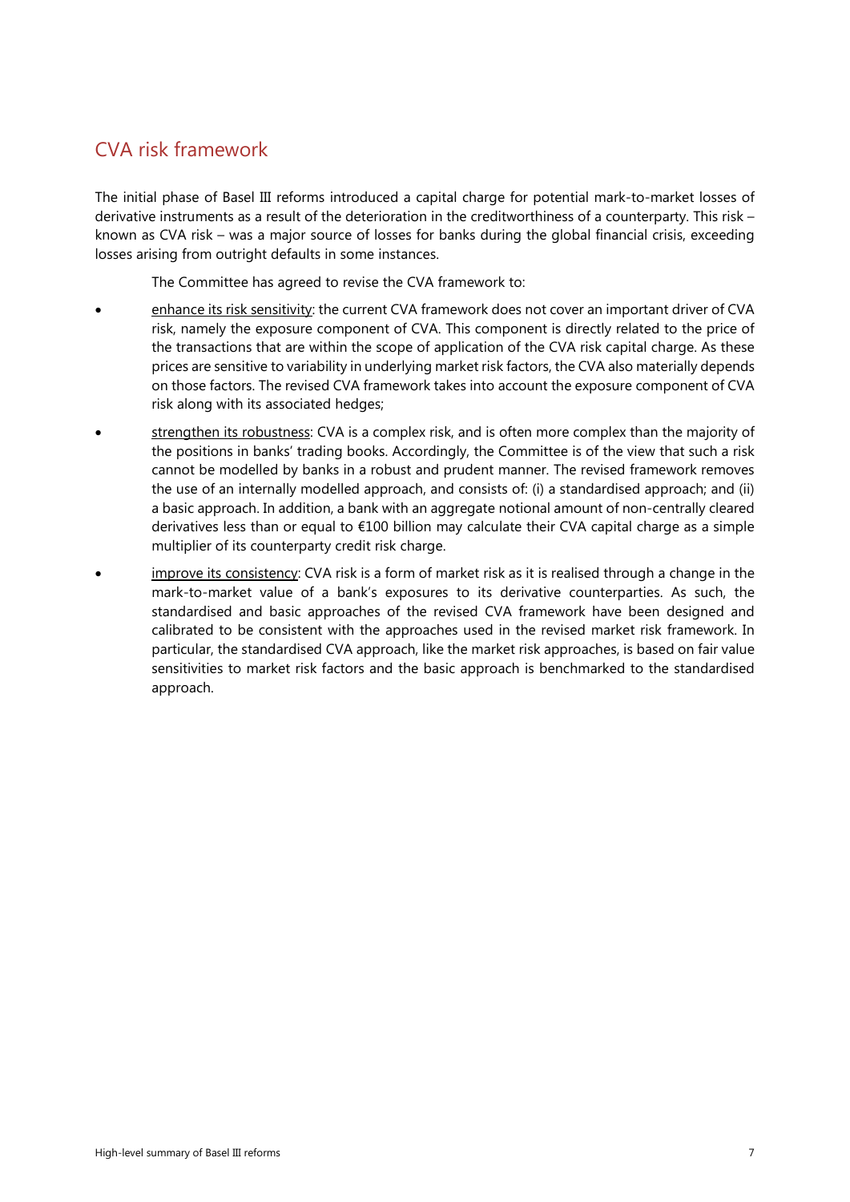## CVA risk framework

The initial phase of Basel III reforms introduced a capital charge for potential mark-to-market losses of derivative instruments as a result of the deterioration in the creditworthiness of a counterparty. This risk – known as CVA risk – was a major source of losses for banks during the global financial crisis, exceeding losses arising from outright defaults in some instances.

The Committee has agreed to revise the CVA framework to:

- enhance its risk sensitivity: the current CVA framework does not cover an important driver of CVA risk, namely the exposure component of CVA. This component is directly related to the price of the transactions that are within the scope of application of the CVA risk capital charge. As these prices are sensitive to variability in underlying market risk factors, the CVA also materially depends on those factors. The revised CVA framework takes into account the exposure component of CVA risk along with its associated hedges;
- strengthen its robustness: CVA is a complex risk, and is often more complex than the majority of the positions in banks' trading books. Accordingly, the Committee is of the view that such a risk cannot be modelled by banks in a robust and prudent manner. The revised framework removes the use of an internally modelled approach, and consists of: (i) a standardised approach; and (ii) a basic approach. In addition, a bank with an aggregate notional amount of non-centrally cleared derivatives less than or equal to €100 billion may calculate their CVA capital charge as a simple multiplier of its counterparty credit risk charge.
- improve its consistency: CVA risk is a form of market risk as it is realised through a change in the mark-to-market value of a bank's exposures to its derivative counterparties. As such, the standardised and basic approaches of the revised CVA framework have been designed and calibrated to be consistent with the approaches used in the revised market risk framework. In particular, the standardised CVA approach, like the market risk approaches, is based on fair value sensitivities to market risk factors and the basic approach is benchmarked to the standardised approach.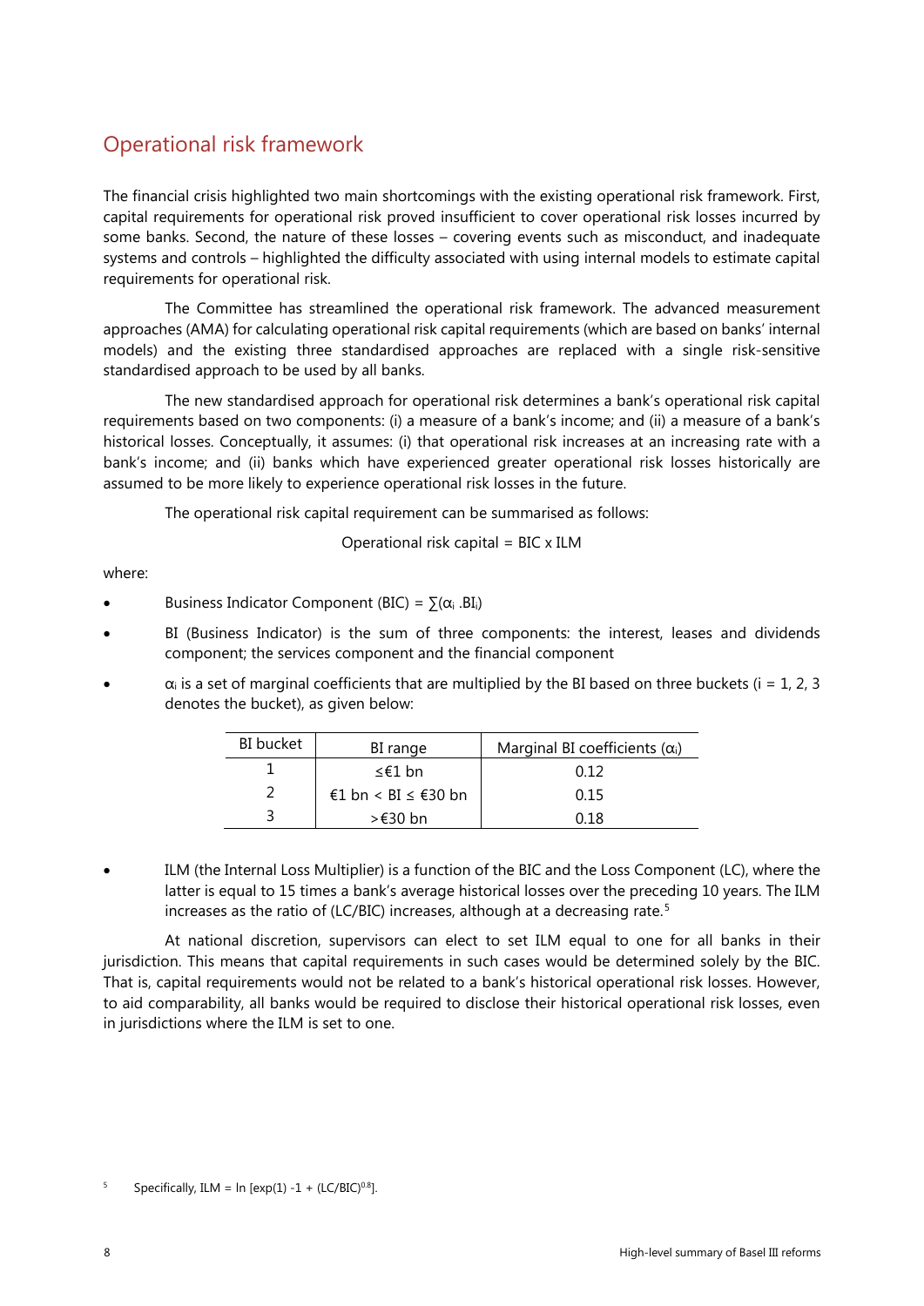## Operational risk framework

The financial crisis highlighted two main shortcomings with the existing operational risk framework. First, capital requirements for operational risk proved insufficient to cover operational risk losses incurred by some banks. Second, the nature of these losses – covering events such as misconduct, and inadequate systems and controls – highlighted the difficulty associated with using internal models to estimate capital requirements for operational risk.

The Committee has streamlined the operational risk framework. The advanced measurement approaches (AMA) for calculating operational risk capital requirements (which are based on banks' internal models) and the existing three standardised approaches are replaced with a single risk-sensitive standardised approach to be used by all banks.

The new standardised approach for operational risk determines a bank's operational risk capital requirements based on two components: (i) a measure of a bank's income; and (ii) a measure of a bank's historical losses. Conceptually, it assumes: (i) that operational risk increases at an increasing rate with a bank's income; and (ii) banks which have experienced greater operational risk losses historically are assumed to be more likely to experience operational risk losses in the future.

The operational risk capital requirement can be summarised as follows:

$$\text{Operational risk capital} = \text{BIC} \times \text{ILM}$$

where:

- Business Indicator Component (BIC) = $\sum(\alpha_i . BI_i)$
- BI (Business Indicator) is the sum of three components: the interest, leases and dividends component; the services component and the financial component
- $\alpha_i$ is a set of marginal coefficients that are multiplied by the BI based on three buckets (i = 1, 2, 3 denotes the bucket), as given below:

| BI bucket | BI range | Marginal BI coefficients ($\alpha_i$) |
|---|---|---|
| 1 | ≤€1 bn | 0.12 |
| 2 | €1 bn < BI ≤ €30 bn | 0.15 |
| 3 | >€30 bn | 0.18 |

- ILM (the Internal Loss Multiplier) is a function of the BIC and the Loss Component (LC), where the latter is equal to 15 times a bank's average historical losses over the preceding 10 years. The ILM increases as the ratio of (LC/BIC) increases, although at a decreasing rate.[5]

At national discretion, supervisors can elect to set ILM equal to one for all banks in their jurisdiction. This means that capital requirements in such cases would be determined solely by the BIC. That is, capital requirements would not be related to a bank's historical operational risk losses. However, to aid comparability, all banks would be required to disclose their historical operational risk losses, even in jurisdictions where the ILM is set to one.

[5] Specifically, $\text{ILM} = \ln\left[\exp(1) - 1 + (\text{LC}/\text{BIC})^{0.8}\right]$.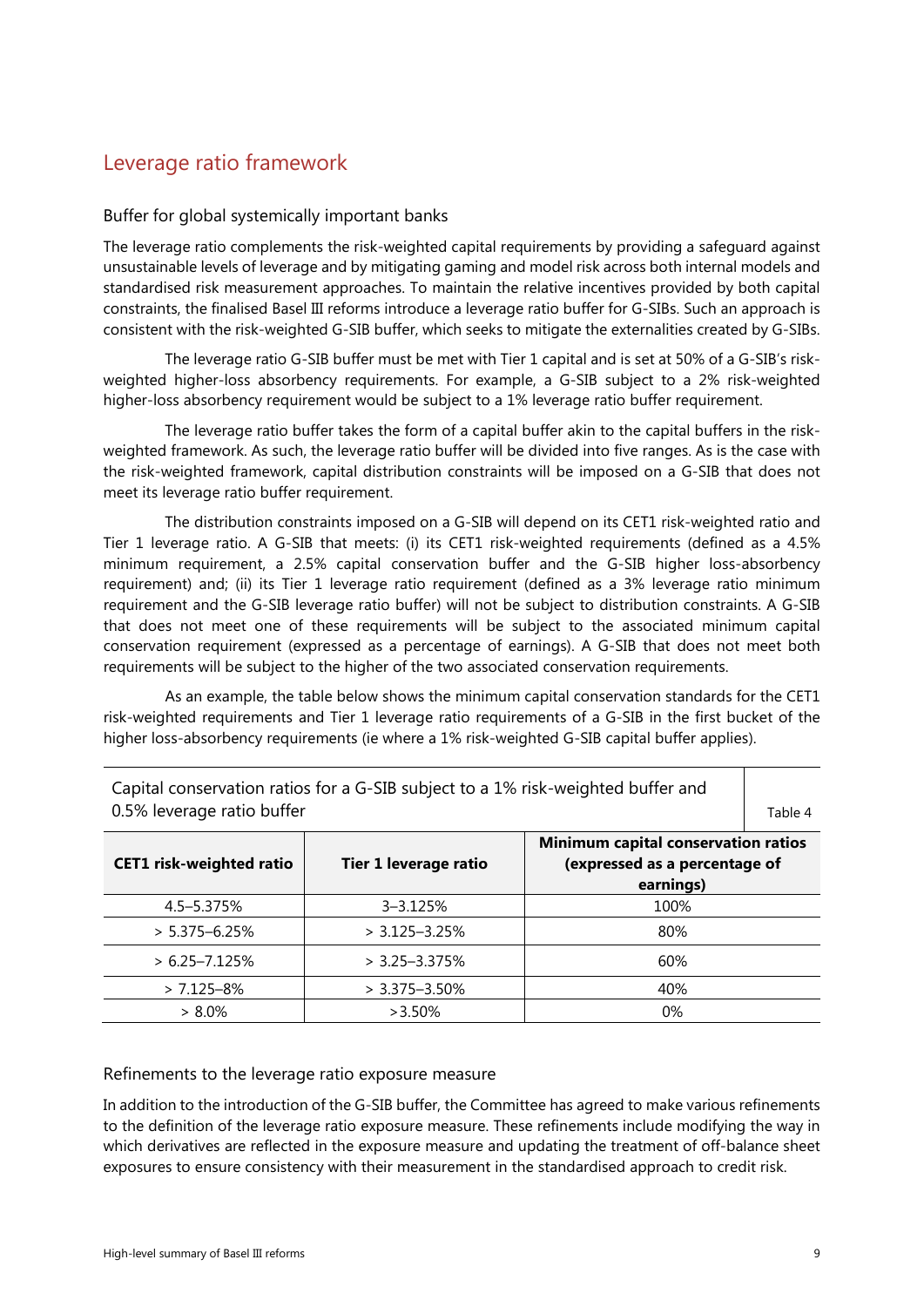## Leverage ratio framework

### Buffer for global systemically important banks

The leverage ratio complements the risk-weighted capital requirements by providing a safeguard against unsustainable levels of leverage and by mitigating gaming and model risk across both internal models and standardised risk measurement approaches. To maintain the relative incentives provided by both capital constraints, the finalised Basel III reforms introduce a leverage ratio buffer for G-SIBs. Such an approach is consistent with the risk-weighted G-SIB buffer, which seeks to mitigate the externalities created by G-SIBs.

The leverage ratio G-SIB buffer must be met with Tier 1 capital and is set at 50% of a G-SIB's risk-weighted higher-loss absorbency requirements. For example, a G-SIB subject to a 2% risk-weighted higher-loss absorbency requirement would be subject to a 1% leverage ratio buffer requirement.

The leverage ratio buffer takes the form of a capital buffer akin to the capital buffers in the risk-weighted framework. As such, the leverage ratio buffer will be divided into five ranges. As is the case with the risk-weighted framework, capital distribution constraints will be imposed on a G-SIB that does not meet its leverage ratio buffer requirement.

The distribution constraints imposed on a G-SIB will depend on its CET1 risk-weighted ratio and Tier 1 leverage ratio. A G-SIB that meets: (i) its CET1 risk-weighted requirements (defined as a 4.5% minimum requirement, a 2.5% capital conservation buffer and the G-SIB higher loss-absorbency requirement) and; (ii) its Tier 1 leverage ratio requirement (defined as a 3% leverage ratio minimum requirement and the G-SIB leverage ratio buffer) will not be subject to distribution constraints. A G-SIB that does not meet one of these requirements will be subject to the associated minimum capital conservation requirement (expressed as a percentage of earnings). A G-SIB that does not meet both requirements will be subject to the higher of the two associated conservation requirements.

As an example, the table below shows the minimum capital conservation standards for the CET1 risk-weighted requirements and Tier 1 leverage ratio requirements of a G-SIB in the first bucket of the higher loss-absorbency requirements (ie where a 1% risk-weighted G-SIB capital buffer applies).

Capital conservation ratios for a G-SIB subject to a 1% risk-weighted buffer and 0.5% leverage ratio buffer — Table 4

| CET1 risk-weighted ratio | Tier 1 leverage ratio | Minimum capital conservation ratios (expressed as a percentage of earnings) |
|---|---|---|
| 4.5–5.375% | 3–3.125% | 100% |
| > 5.375–6.25% | > 3.125–3.25% | 80% |
| > 6.25–7.125% | > 3.25–3.375% | 60% |
| > 7.125–8% | > 3.375–3.50% | 40% |
| > 8.0% | >3.50% | 0% |

### Refinements to the leverage ratio exposure measure

In addition to the introduction of the G-SIB buffer, the Committee has agreed to make various refinements to the definition of the leverage ratio exposure measure. These refinements include modifying the way in which derivatives are reflected in the exposure measure and updating the treatment of off-balance sheet exposures to ensure consistency with their measurement in the standardised approach to credit risk.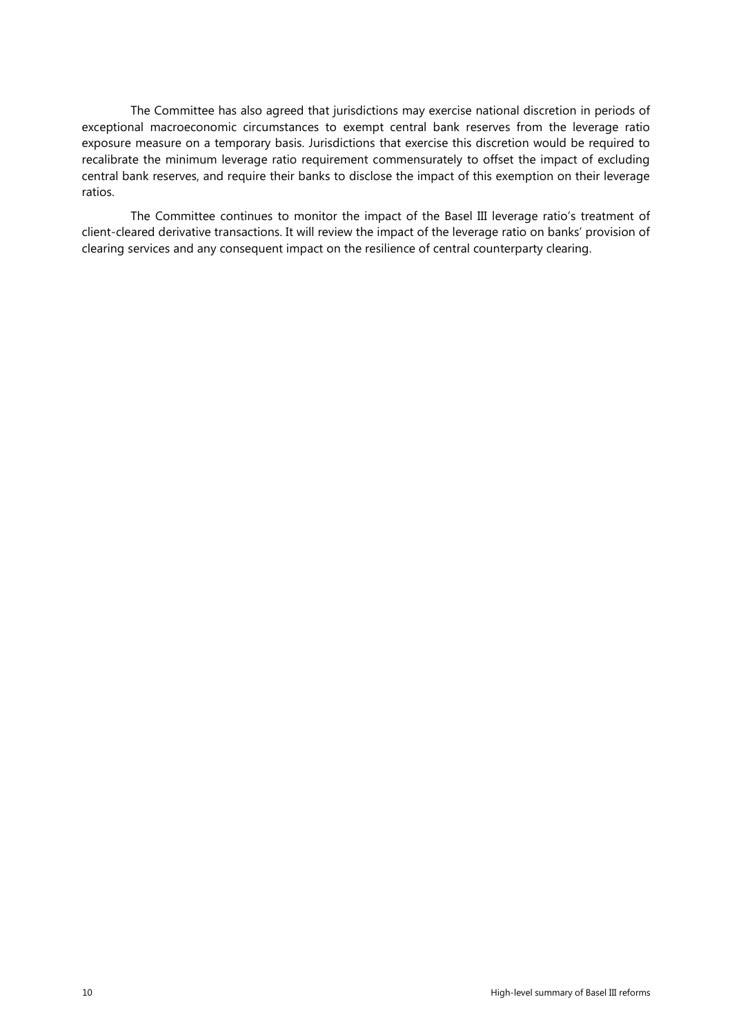The Committee has also agreed that jurisdictions may exercise national discretion in periods of exceptional macroeconomic circumstances to exempt central bank reserves from the leverage ratio exposure measure on a temporary basis. Jurisdictions that exercise this discretion would be required to recalibrate the minimum leverage ratio requirement commensurately to offset the impact of excluding central bank reserves, and require their banks to disclose the impact of this exemption on their leverage ratios.

The Committee continues to monitor the impact of the Basel III leverage ratio's treatment of client-cleared derivative transactions. It will review the impact of the leverage ratio on banks' provision of clearing services and any consequent impact on the resilience of central counterparty clearing.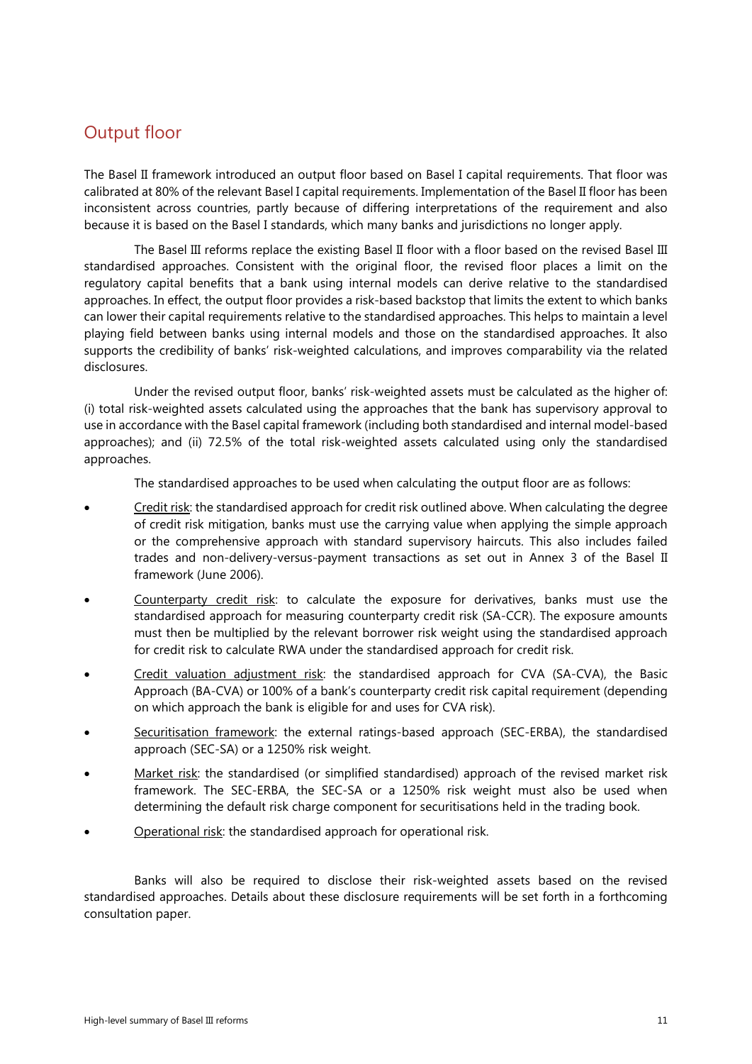## Output floor

The Basel II framework introduced an output floor based on Basel I capital requirements. That floor was calibrated at 80% of the relevant Basel I capital requirements. Implementation of the Basel II floor has been inconsistent across countries, partly because of differing interpretations of the requirement and also because it is based on the Basel I standards, which many banks and jurisdictions no longer apply.

The Basel III reforms replace the existing Basel II floor with a floor based on the revised Basel III standardised approaches. Consistent with the original floor, the revised floor places a limit on the regulatory capital benefits that a bank using internal models can derive relative to the standardised approaches. In effect, the output floor provides a risk-based backstop that limits the extent to which banks can lower their capital requirements relative to the standardised approaches. This helps to maintain a level playing field between banks using internal models and those on the standardised approaches. It also supports the credibility of banks' risk-weighted calculations, and improves comparability via the related disclosures.

Under the revised output floor, banks' risk-weighted assets must be calculated as the higher of: (i) total risk-weighted assets calculated using the approaches that the bank has supervisory approval to use in accordance with the Basel capital framework (including both standardised and internal model-based approaches); and (ii) 72.5% of the total risk-weighted assets calculated using only the standardised approaches.

The standardised approaches to be used when calculating the output floor are as follows:

- Credit risk: the standardised approach for credit risk outlined above. When calculating the degree of credit risk mitigation, banks must use the carrying value when applying the simple approach or the comprehensive approach with standard supervisory haircuts. This also includes failed trades and non-delivery-versus-payment transactions as set out in Annex 3 of the Basel II framework (June 2006).
- Counterparty credit risk: to calculate the exposure for derivatives, banks must use the standardised approach for measuring counterparty credit risk (SA-CCR). The exposure amounts must then be multiplied by the relevant borrower risk weight using the standardised approach for credit risk to calculate RWA under the standardised approach for credit risk.
- Credit valuation adjustment risk: the standardised approach for CVA (SA-CVA), the Basic Approach (BA-CVA) or 100% of a bank's counterparty credit risk capital requirement (depending on which approach the bank is eligible for and uses for CVA risk).
- Securitisation framework: the external ratings-based approach (SEC-ERBA), the standardised approach (SEC-SA) or a 1250% risk weight.
- Market risk: the standardised (or simplified standardised) approach of the revised market risk framework. The SEC-ERBA, the SEC-SA or a 1250% risk weight must also be used when determining the default risk charge component for securitisations held in the trading book.
- Operational risk: the standardised approach for operational risk.

Banks will also be required to disclose their risk-weighted assets based on the revised standardised approaches. Details about these disclosure requirements will be set forth in a forthcoming consultation paper.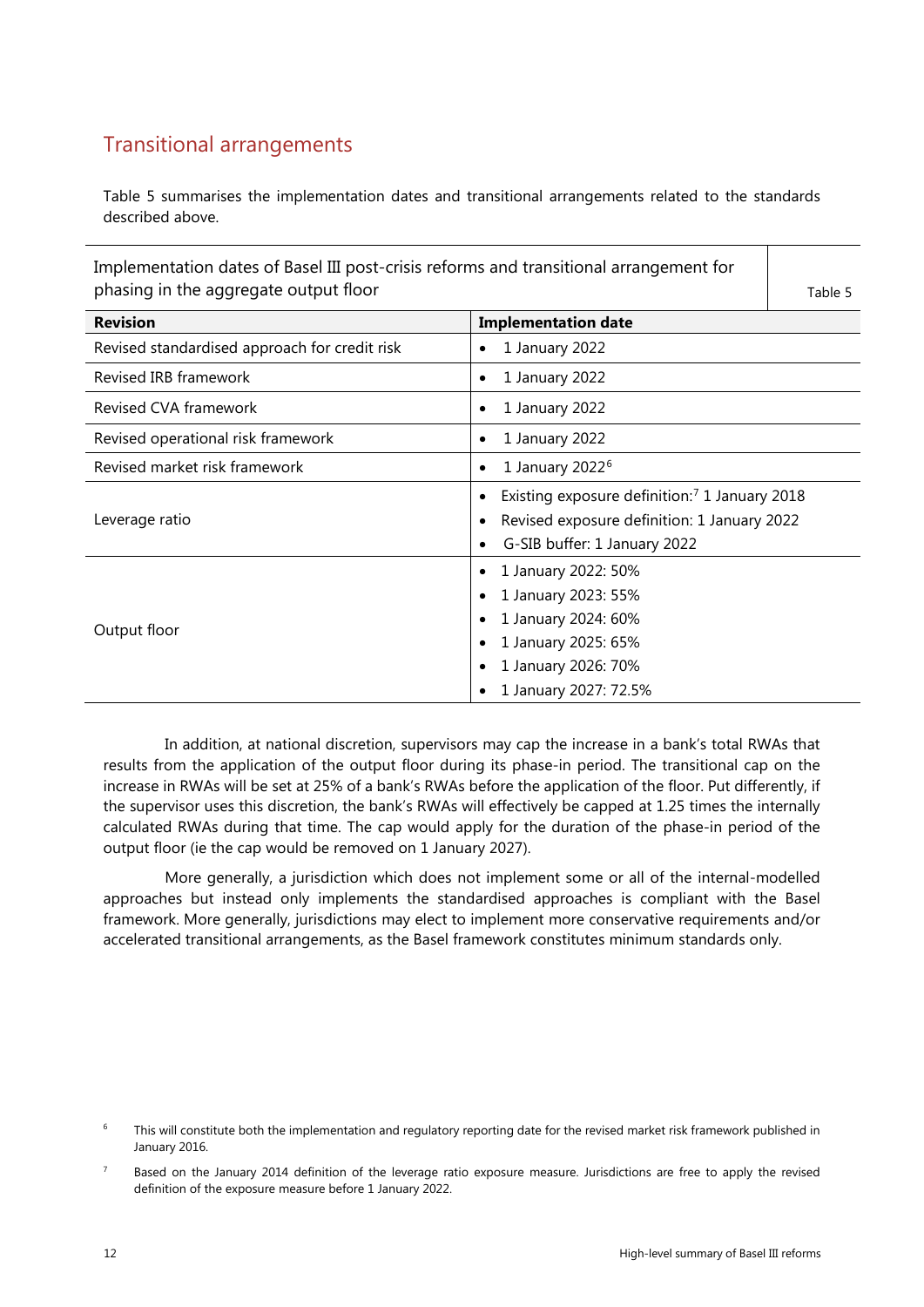## Transitional arrangements

Table 5 summarises the implementation dates and transitional arrangements related to the standards described above.

Implementation dates of Basel III post-crisis reforms and transitional arrangement for phasing in the aggregate output floor

Table 5

| Revision | Implementation date |
|---|---|
| Revised standardised approach for credit risk | • 1 January 2022 |
| Revised IRB framework | • 1 January 2022 |
| Revised CVA framework | • 1 January 2022 |
| Revised operational risk framework | • 1 January 2022 |
| Revised market risk framework | • 1 January 2022[6] |
| Leverage ratio | • Existing exposure definition:[7] 1 January 2018<br>• Revised exposure definition: 1 January 2022<br>• G-SIB buffer: 1 January 2022 |
| Output floor | • 1 January 2022: 50%<br>• 1 January 2023: 55%<br>• 1 January 2024: 60%<br>• 1 January 2025: 65%<br>• 1 January 2026: 70%<br>• 1 January 2027: 72.5% |

In addition, at national discretion, supervisors may cap the increase in a bank's total RWAs that results from the application of the output floor during its phase-in period. The transitional cap on the increase in RWAs will be set at 25% of a bank's RWAs before the application of the floor. Put differently, if the supervisor uses this discretion, the bank's RWAs will effectively be capped at 1.25 times the internally calculated RWAs during that time. The cap would apply for the duration of the phase-in period of the output floor (ie the cap would be removed on 1 January 2027).

More generally, a jurisdiction which does not implement some or all of the internal-modelled approaches but instead only implements the standardised approaches is compliant with the Basel framework. More generally, jurisdictions may elect to implement more conservative requirements and/or accelerated transitional arrangements, as the Basel framework constitutes minimum standards only.

[6] This will constitute both the implementation and regulatory reporting date for the revised market risk framework published in January 2016.

[7] Based on the January 2014 definition of the leverage ratio exposure measure. Jurisdictions are free to apply the revised definition of the exposure measure before 1 January 2022.